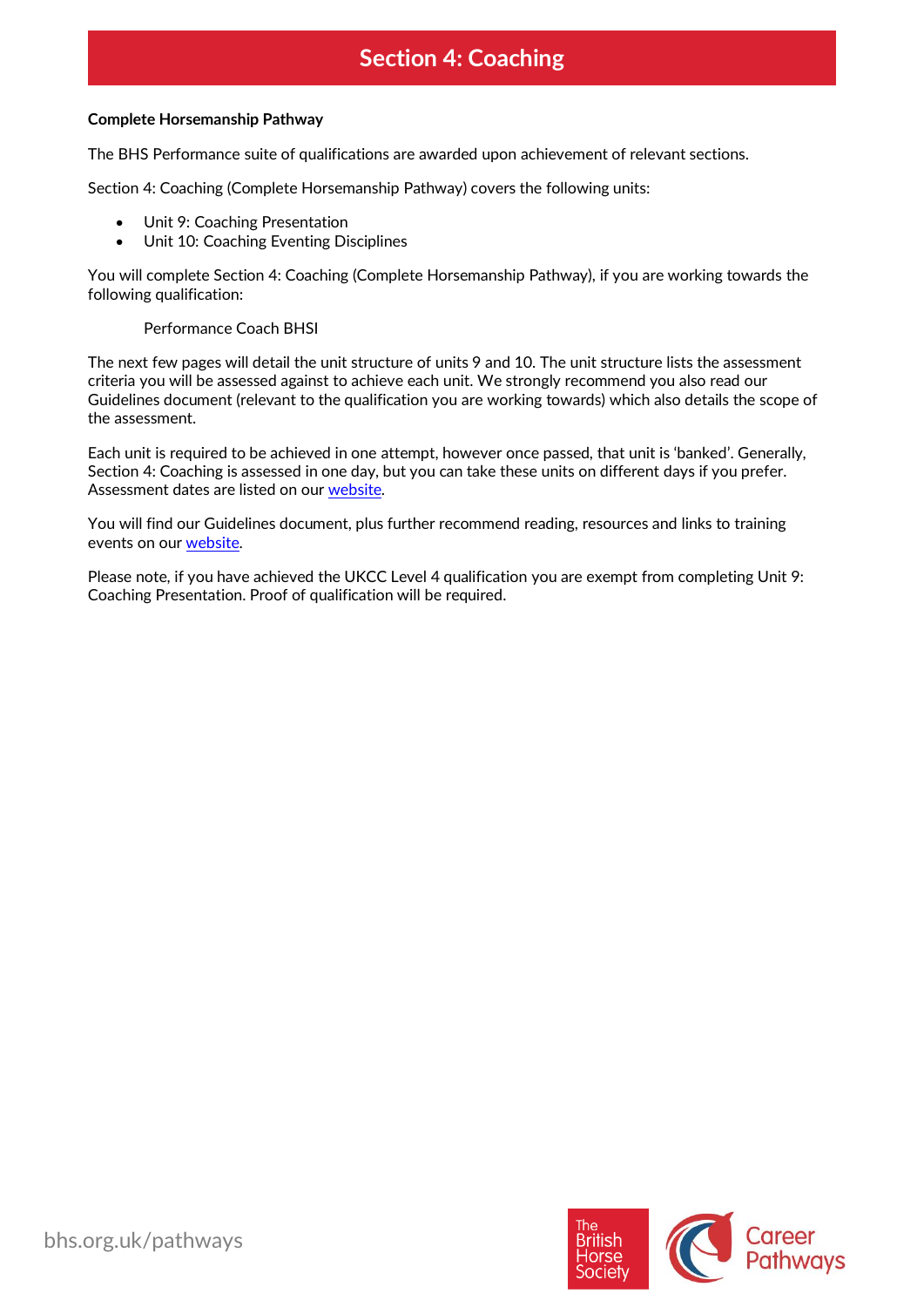# Section 4: Coaching

**Complete Horsemanship Pathway**

The BHS Performance suite of qualifications are awarded upon achievement of relevant sections.

Section 4: Coaching (Complete Horsemanship Pathway) covers the following units:

- Unit 9: Coaching Presentation
- Unit 10: Coaching Eventing Disciplines

You will complete Section 4: Coaching (Complete Horsemanship Pathway), if you are working towards the following qualification:

Performance Coach BHSI

The next few pages will detail the unit structure of units 9 and 10. The unit structure lists the assessment criteria you will be assessed against to achieve each unit. We strongly recommend you also read our Guidelines document (relevant to the qualification you are working towards) which also details the scope of the assessment.

Each unit is required to be achieved in one attempt, however once passed, that unit is 'banked'. Generally, Section 4: Coaching is assessed in one day, but you can take these units on different days if you prefer. Assessment dates are listed on our website.

You will find our Guidelines document, plus further recommend reading, resources and links to training events on our website.

Please note, if you have achieved the UKCC Level 4 qualification you are exempt from completing Unit 9: Coaching Presentation. Proof of qualification will be required.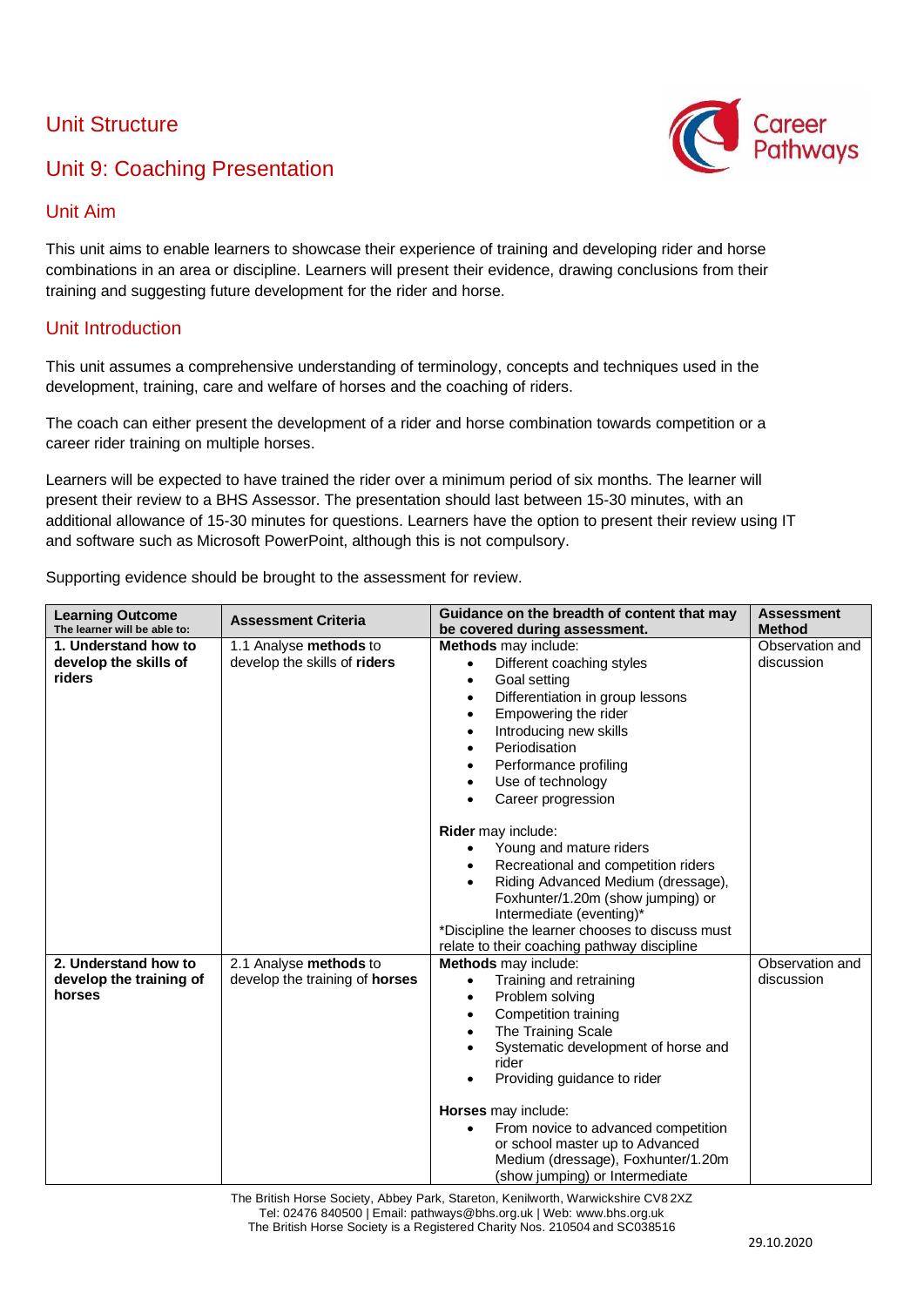# Unit Structure

## Unit 9: Coaching Presentation

### Unit Aim

This unit aims to enable learners to showcase their experience of training and developing rider and horse combinations in an area or discipline. Learners will present their evidence, drawing conclusions from their training and suggesting future development for the rider and horse.

### Unit Introduction

This unit assumes a comprehensive understanding of terminology, concepts and techniques used in the development, training, care and welfare of horses and the coaching of riders.

The coach can either present the development of a rider and horse combination towards competition or a career rider training on multiple horses.

Learners will be expected to have trained the rider over a minimum period of six months. The learner will present their review to a BHS Assessor. The presentation should last between 15-30 minutes, with an additional allowance of 15-30 minutes for questions. Learners have the option to present their review using IT and software such as Microsoft PowerPoint, although this is not compulsory.

Supporting evidence should be brought to the assessment for review.

| **Learning Outcome**<br>The learner will be able to: | **Assessment Criteria** | **Guidance on the breadth of content that may be covered during assessment.** | **Assessment Method** |
|---|---|---|---|
| **1. Understand how to develop the skills of riders** | 1.1 Analyse **methods** to develop the skills of **riders** | **Methods** may include:<br>• Different coaching styles<br>• Goal setting<br>• Differentiation in group lessons<br>• Empowering the rider<br>• Introducing new skills<br>• Periodisation<br>• Performance profiling<br>• Use of technology<br>• Career progression<br><br>**Rider** may include:<br>• Young and mature riders<br>• Recreational and competition riders<br>• Riding Advanced Medium (dressage), Foxhunter/1.20m (show jumping) or Intermediate (eventing)*<br>*Discipline the learner chooses to discuss must relate to their coaching pathway discipline | Observation and discussion |
| **2. Understand how to develop the training of horses** | 2.1 Analyse **methods** to develop the training of **horses** | **Methods** may include:<br>• Training and retraining<br>• Problem solving<br>• Competition training<br>• The Training Scale<br>• Systematic development of horse and rider<br>• Providing guidance to rider<br><br>**Horses** may include:<br>• From novice to advanced competition or school master up to Advanced Medium (dressage), Foxhunter/1.20m (show jumping) or Intermediate | Observation and discussion |

The British Horse Society, Abbey Park, Stareton, Kenilworth, Warwickshire CV8 2XZ
Tel: 02476 840500 | Email: pathways@bhs.org.uk | Web: www.bhs.org.uk
The British Horse Society is a Registered Charity Nos. 210504 and SC038516

29.10.2020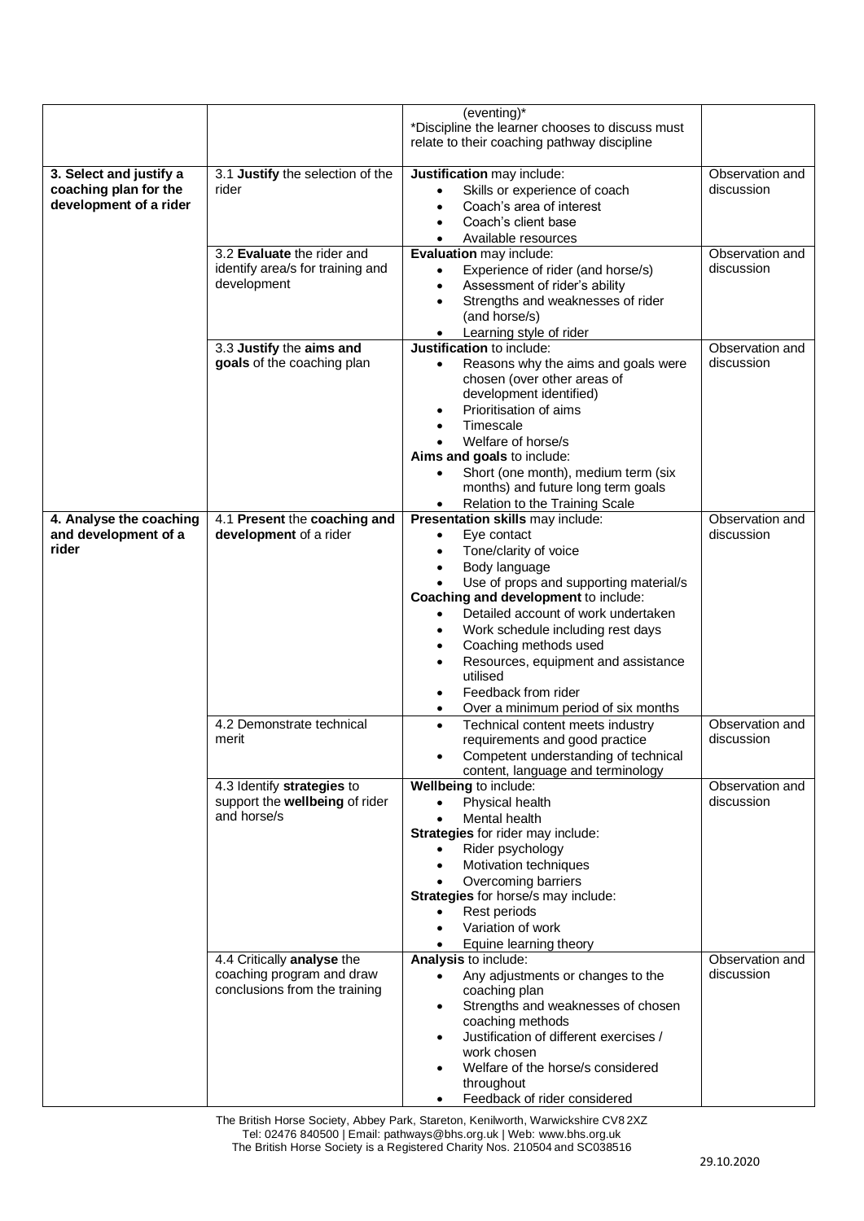| | | (eventing)*<br>*Discipline the learner chooses to discuss must relate to their coaching pathway discipline | |
|---|---|---|---|
| **3. Select and justify a coaching plan for the development of a rider** | 3.1 **Justify** the selection of the rider | **Justification** may include:<br>• Skills or experience of coach<br>• Coach's area of interest<br>• Coach's client base<br>• Available resources | Observation and discussion |
| | 3.2 **Evaluate** the rider and identify area/s for training and development | **Evaluation** may include:<br>• Experience of rider (and horse/s)<br>• Assessment of rider's ability<br>• Strengths and weaknesses of rider (and horse/s)<br>• Learning style of rider | Observation and discussion |
| | 3.3 **Justify** the **aims and goals** of the coaching plan | **Justification** to include:<br>• Reasons why the aims and goals were chosen (over other areas of development identified)<br>• Prioritisation of aims<br>• Timescale<br>• Welfare of horse/s<br>**Aims and goals** to include:<br>• Short (one month), medium term (six months) and future long term goals<br>• Relation to the Training Scale | Observation and discussion |
| **4. Analyse the coaching and development of a rider** | 4.1 **Present** the **coaching and development** of a rider | **Presentation skills** may include:<br>• Eye contact<br>• Tone/clarity of voice<br>• Body language<br>• Use of props and supporting material/s<br>**Coaching and development** to include:<br>• Detailed account of work undertaken<br>• Work schedule including rest days<br>• Coaching methods used<br>• Resources, equipment and assistance utilised<br>• Feedback from rider<br>• Over a minimum period of six months | Observation and discussion |
| | 4.2 Demonstrate technical merit | • Technical content meets industry requirements and good practice<br>• Competent understanding of technical content, language and terminology | Observation and discussion |
| | 4.3 Identify **strategies** to support the **wellbeing** of rider and horse/s | **Wellbeing** to include:<br>• Physical health<br>• Mental health<br>**Strategies** for rider may include:<br>• Rider psychology<br>• Motivation techniques<br>• Overcoming barriers<br>**Strategies** for horse/s may include:<br>• Rest periods<br>• Variation of work<br>• Equine learning theory | Observation and discussion |
| | 4.4 Critically **analyse** the coaching program and draw conclusions from the training | **Analysis** to include:<br>• Any adjustments or changes to the coaching plan<br>• Strengths and weaknesses of chosen coaching methods<br>• Justification of different exercises / work chosen<br>• Welfare of the horse/s considered throughout<br>• Feedback of rider considered | Observation and discussion |

The British Horse Society, Abbey Park, Stareton, Kenilworth, Warwickshire CV8 2XZ
Tel: 02476 840500 | Email: pathways@bhs.org.uk | Web: www.bhs.org.uk
The British Horse Society is a Registered Charity Nos. 210504 and SC038516

29.10.2020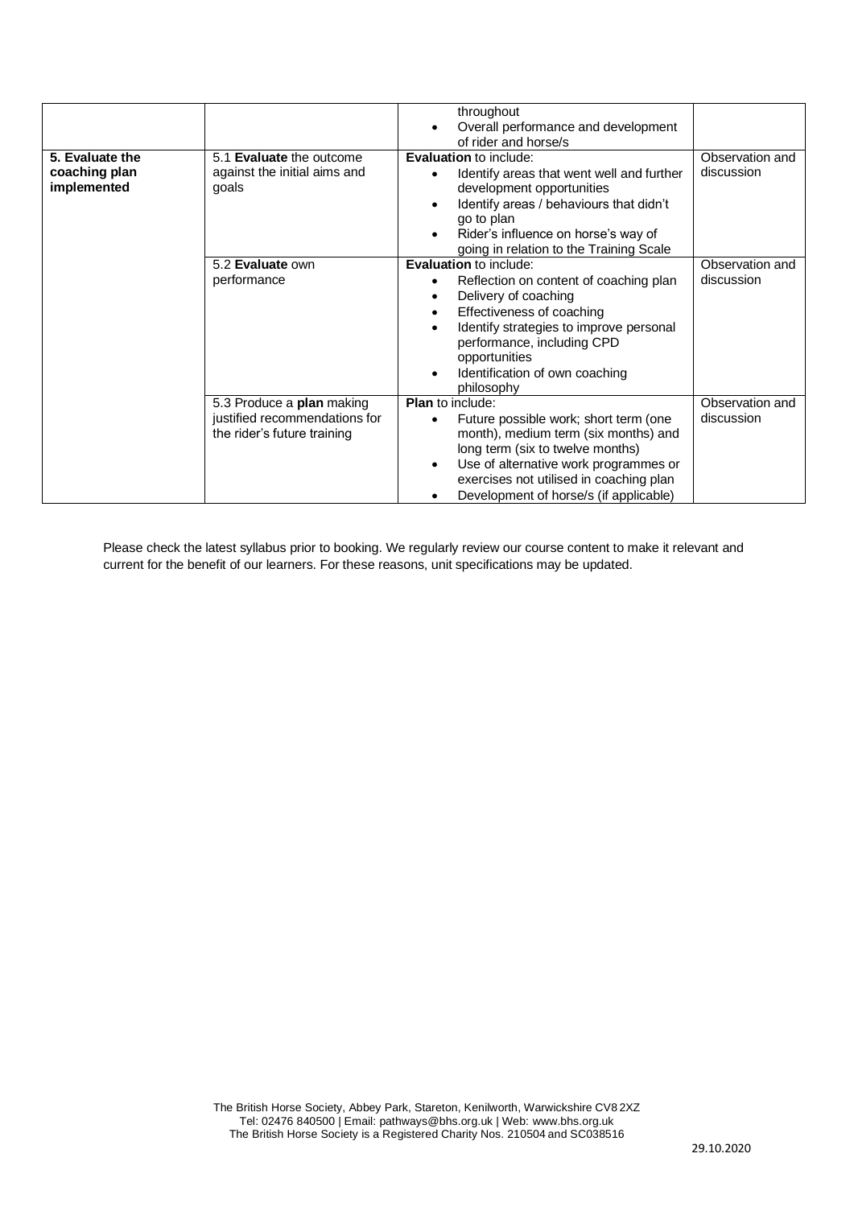| | | throughout<br>• Overall performance and development of rider and horse/s | |
|---|---|---|---|
| **5. Evaluate the coaching plan implemented** | 5.1 **Evaluate** the outcome against the initial aims and goals | **Evaluation** to include:<br>• Identify areas that went well and further development opportunities<br>• Identify areas / behaviours that didn't go to plan<br>• Rider's influence on horse's way of going in relation to the Training Scale | Observation and discussion |
| | 5.2 **Evaluate** own performance | **Evaluation** to include:<br>• Reflection on content of coaching plan<br>• Delivery of coaching<br>• Effectiveness of coaching<br>• Identify strategies to improve personal performance, including CPD opportunities<br>• Identification of own coaching philosophy | Observation and discussion |
| | 5.3 Produce a **plan** making justified recommendations for the rider's future training | **Plan** to include:<br>• Future possible work; short term (one month), medium term (six months) and long term (six to twelve months)<br>• Use of alternative work programmes or exercises not utilised in coaching plan<br>• Development of horse/s (if applicable) | Observation and discussion |

Please check the latest syllabus prior to booking. We regularly review our course content to make it relevant and current for the benefit of our learners. For these reasons, unit specifications may be updated.

The British Horse Society, Abbey Park, Stareton, Kenilworth, Warwickshire CV8 2XZ
Tel: 02476 840500 | Email: pathways@bhs.org.uk | Web: www.bhs.org.uk
The British Horse Society is a Registered Charity Nos. 210504 and SC038516

29.10.2020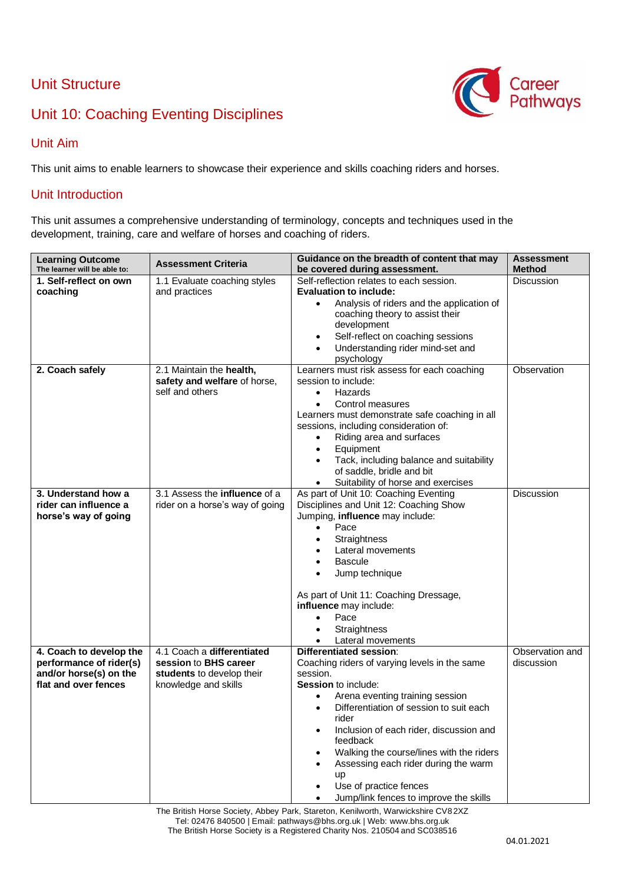## Unit Structure

## Unit 10: Coaching Eventing Disciplines

### Unit Aim

This unit aims to enable learners to showcase their experience and skills coaching riders and horses.

### Unit Introduction

This unit assumes a comprehensive understanding of terminology, concepts and techniques used in the development, training, care and welfare of horses and coaching of riders.

| Learning Outcome<br>The learner will be able to: | Assessment Criteria | Guidance on the breadth of content that may be covered during assessment. | Assessment Method |
|---|---|---|---|
| **1. Self-reflect on own coaching** | 1.1 Evaluate coaching styles and practices | Self-reflection relates to each session.<br>**Evaluation to include:**<br>• Analysis of riders and the application of coaching theory to assist their development<br>• Self-reflect on coaching sessions<br>• Understanding rider mind-set and psychology | Discussion |
| **2. Coach safely** | 2.1 Maintain the **health, safety and welfare** of horse, self and others | Learners must risk assess for each coaching session to include:<br>• Hazards<br>• Control measures<br>Learners must demonstrate safe coaching in all sessions, including consideration of:<br>• Riding area and surfaces<br>• Equipment<br>• Tack, including balance and suitability of saddle, bridle and bit<br>• Suitability of horse and exercises | Observation |
| **3. Understand how a rider can influence a horse's way of going** | 3.1 Assess the **influence** of a rider on a horse's way of going | As part of Unit 10: Coaching Eventing Disciplines and Unit 12: Coaching Show Jumping, **influence** may include:<br>• Pace<br>• Straightness<br>• Lateral movements<br>• Bascule<br>• Jump technique<br><br>As part of Unit 11: Coaching Dressage, **influence** may include:<br>• Pace<br>• Straightness<br>• Lateral movements | Discussion |
| **4. Coach to develop the performance of rider(s) and/or horse(s) on the flat and over fences** | 4.1 Coach a **differentiated session** to **BHS career students** to develop their knowledge and skills | **Differentiated session**:<br>Coaching riders of varying levels in the same session.<br>**Session** to include:<br>• Arena eventing training session<br>• Differentiation of session to suit each rider<br>• Inclusion of each rider, discussion and feedback<br>• Walking the course/lines with the riders<br>• Assessing each rider during the warm up<br>• Use of practice fences<br>• Jump/link fences to improve the skills | Observation and discussion |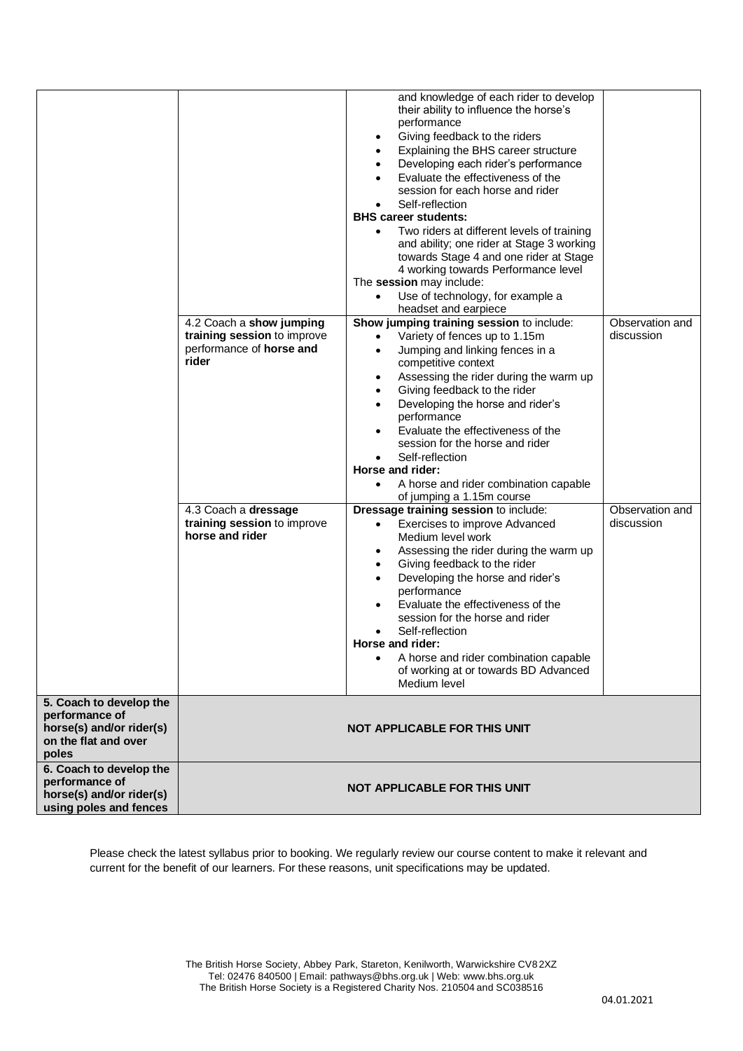| | | | |
|---|---|---|---|
| | | and knowledge of each rider to develop their ability to influence the horse's performance<br>• Giving feedback to the riders<br>• Explaining the BHS career structure<br>• Developing each rider's performance<br>• Evaluate the effectiveness of the session for each horse and rider<br>• Self-reflection<br>**BHS career students:**<br>• Two riders at different levels of training and ability; one rider at Stage 3 working towards Stage 4 and one rider at Stage 4 working towards Performance level<br>The **session** may include:<br>• Use of technology, for example a headset and earpiece | |
| | 4.2 Coach a **show jumping training session** to improve performance of **horse and rider** | **Show jumping training session** to include:<br>• Variety of fences up to 1.15m<br>• Jumping and linking fences in a competitive context<br>• Assessing the rider during the warm up<br>• Giving feedback to the rider<br>• Developing the horse and rider's performance<br>• Evaluate the effectiveness of the session for the horse and rider<br>• Self-reflection<br>**Horse and rider:**<br>• A horse and rider combination capable of jumping a 1.15m course | Observation and discussion |
| | 4.3 Coach a **dressage training session** to improve **horse and rider** | **Dressage training session** to include:<br>• Exercises to improve Advanced Medium level work<br>• Assessing the rider during the warm up<br>• Giving feedback to the rider<br>• Developing the horse and rider's performance<br>• Evaluate the effectiveness of the session for the horse and rider<br>• Self-reflection<br>**Horse and rider:**<br>• A horse and rider combination capable of working at or towards BD Advanced Medium level | Observation and discussion |
| **5. Coach to develop the performance of horse(s) and/or rider(s) on the flat and over poles** | **NOT APPLICABLE FOR THIS UNIT** | | |
| **6. Coach to develop the performance of horse(s) and/or rider(s) using poles and fences** | **NOT APPLICABLE FOR THIS UNIT** | | |

Please check the latest syllabus prior to booking. We regularly review our course content to make it relevant and current for the benefit of our learners. For these reasons, unit specifications may be updated.

The British Horse Society, Abbey Park, Stareton, Kenilworth, Warwickshire CV8 2XZ
Tel: 02476 840500 | Email: pathways@bhs.org.uk | Web: www.bhs.org.uk
The British Horse Society is a Registered Charity Nos. 210504 and SC038516

04.01.2021